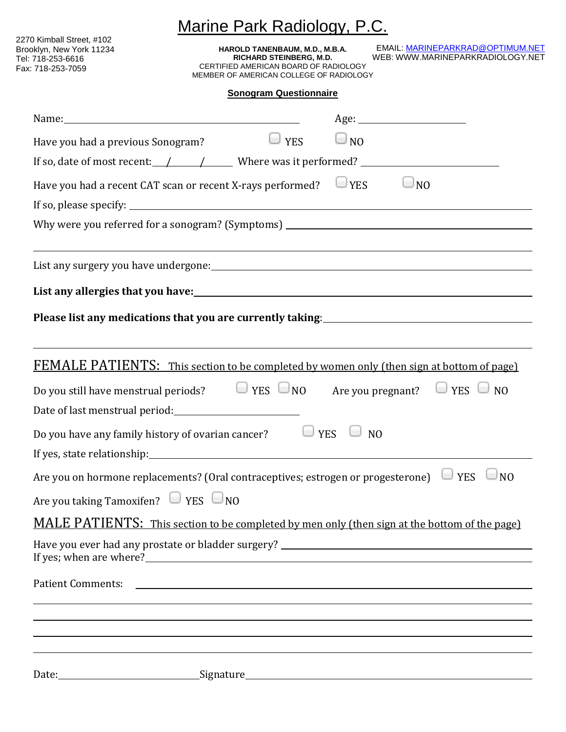# Marine Park Radiology, P.C.

2270 Kimball Street, #102
Brooklyn, New York 11234
Tel: 718-253-6616
Fax: 718-253-7059

**HAROLD TANENBAUM, M.D., M.B.A.**
**RICHARD STEINBERG, M.D.**
CERTIFIED AMERICAN BOARD OF RADIOLOGY
MEMBER OF AMERICAN COLLEGE OF RADIOLOGY

EMAIL: MARINEPARKRAD@OPTIMUM.NET
WEB: WWW.MARINEPARKRADIOLOGY.NET

## Sonogram Questionnaire

Name: ______________________ Age: ____________

Have you had a previous Sonogram? ☐ YES ☐ NO

If so, date of most recent: ___/___/___ Where was it performed? ____________

Have you had a recent CAT scan or recent X-rays performed? ☐ YES ☐ NO

If so, please specify: ______________________

Why were you referred for a sonogram? (Symptoms) ______________________

List any surgery you have undergone: ______________________

**List any allergies that you have:** ______________________

**Please list any medications that you are currently taking**: ______________________

## FEMALE PATIENTS: This section to be completed by women only (then sign at bottom of page)

Do you still have menstrual periods? ☐ YES ☐ NO Are you pregnant? ☐ YES ☐ NO

Date of last menstrual period: ____________

Do you have any family history of ovarian cancer? ☐ YES ☐ NO

If yes, state relationship: ______________________

Are you on hormone replacements? (Oral contraceptives; estrogen or progesterone) ☐ YES ☐ NO

Are you taking Tamoxifen? ☐ YES ☐ NO

## MALE PATIENTS: This section to be completed by men only (then sign at the bottom of the page)

Have you ever had any prostate or bladder surgery? ______________________
If yes; when are where? ______________________

Patient Comments: ______________________

Date: ____________ Signature ______________________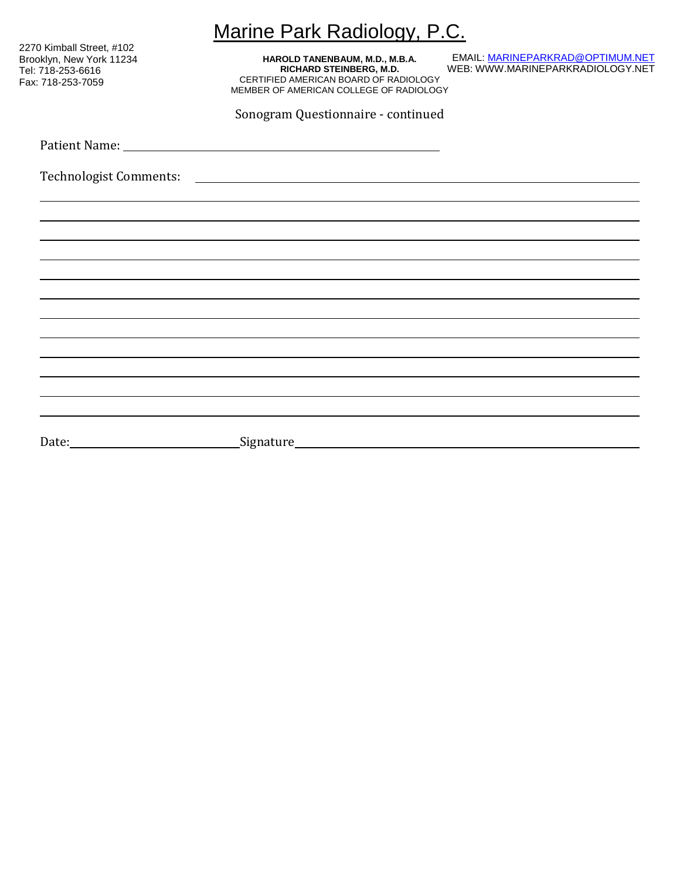# Marine Park Radiology, P.C.

2270 Kimball Street, #102
Brooklyn, New York 11234
Tel: 718-253-6616
Fax: 718-253-7059

**HAROLD TANENBAUM, M.D., M.B.A.**
**RICHARD STEINBERG, M.D.**
CERTIFIED AMERICAN BOARD OF RADIOLOGY
MEMBER OF AMERICAN COLLEGE OF RADIOLOGY

EMAIL: MARINEPARKRAD@OPTIMUM.NET
WEB: WWW.MARINEPARKRADIOLOGY.NET

Sonogram Questionnaire - continued

Patient Name: ______________________________________________

Technologist Comments: ______________________________________________

______________________________________________________________________

______________________________________________________________________

______________________________________________________________________

______________________________________________________________________

______________________________________________________________________

______________________________________________________________________

______________________________________________________________________

______________________________________________________________________

______________________________________________________________________

______________________________________________________________________

______________________________________________________________________

______________________________________________________________________

Date: ________________________ Signature ________________________________________